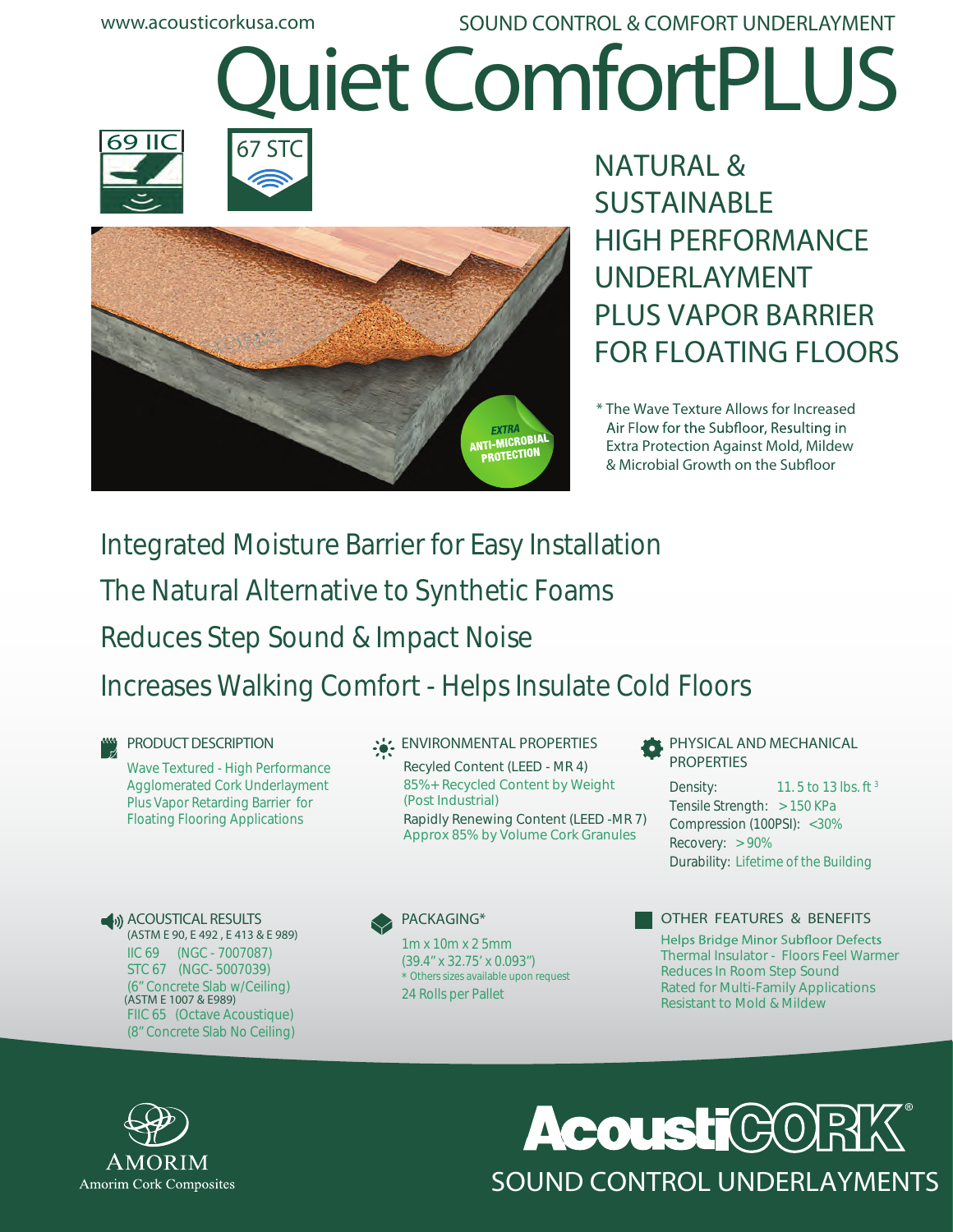www.acousticorkusa.com

SOUND CONTROL & COMFORT UNDERLAYMENT

# Quiet ComfortPLUS

69 IIC

67 STC

## NATURAL & SUSTAINABLE HIGH PERFORMANCE UNDERLAYMENT PLUS VAPOR BARRIER FOR FLOATING FLOORS

EXTRA ANTI-MICROBIAL PROTECTION

* The Wave Texture Allows for Increased Air Flow for the Subfloor, Resulting in Extra Protection Against Mold, Mildew & Microbial Growth on the Subfloor

## Integrated Moisture Barrier for Easy Installation

## The Natural Alternative to Synthetic Foams

## Reduces Step Sound & Impact Noise

## Increases Walking Comfort - Helps Insulate Cold Floors

### PRODUCT DESCRIPTION

Wave Textured - High Performance Agglomerated Cork Underlayment Plus Vapor Retarding Barrier for Floating Flooring Applications

### ENVIRONMENTAL PROPERTIES

Recyled Content (LEED - MR 4)
85%+ Recycled Content by Weight (Post Industrial)

Rapidly Renewing Content (LEED -MR 7)
Approx 85% by Volume Cork Granules

### PHYSICAL AND MECHANICAL PROPERTIES

Density: 11. 5 to 13 lbs. $ft^3$
Tensile Strength: > 150 KPa
Compression (100PSI): <30%
Recovery: > 90%
Durability: Lifetime of the Building

### ACOUSTICAL RESULTS

(ASTM E 90, E 492 , E 413 & E 989)
IIC 69 (NGC - 7007087)
STC 67 (NGC- 5007039)
(6" Concrete Slab w/Ceiling)
(ASTM E 1007 & E989)
FIIC 65 (Octave Acoustique)
(8" Concrete Slab No Ceiling)

### PACKAGING*

1m x 10m x 2 5mm
(39.4" x 32.75' x 0.093")
* Others sizes available upon request
24 Rolls per Pallet

### OTHER FEATURES & BENEFITS

Helps Bridge Minor Subfloor Defects
Thermal Insulator - Floors Feel Warmer
Reduces In Room Step Sound
Rated for Multi-Family Applications
Resistant to Mold & Mildew

AMORIM
Amorim Cork Composites

AcoustiCORK®
SOUND CONTROL UNDERLAYMENTS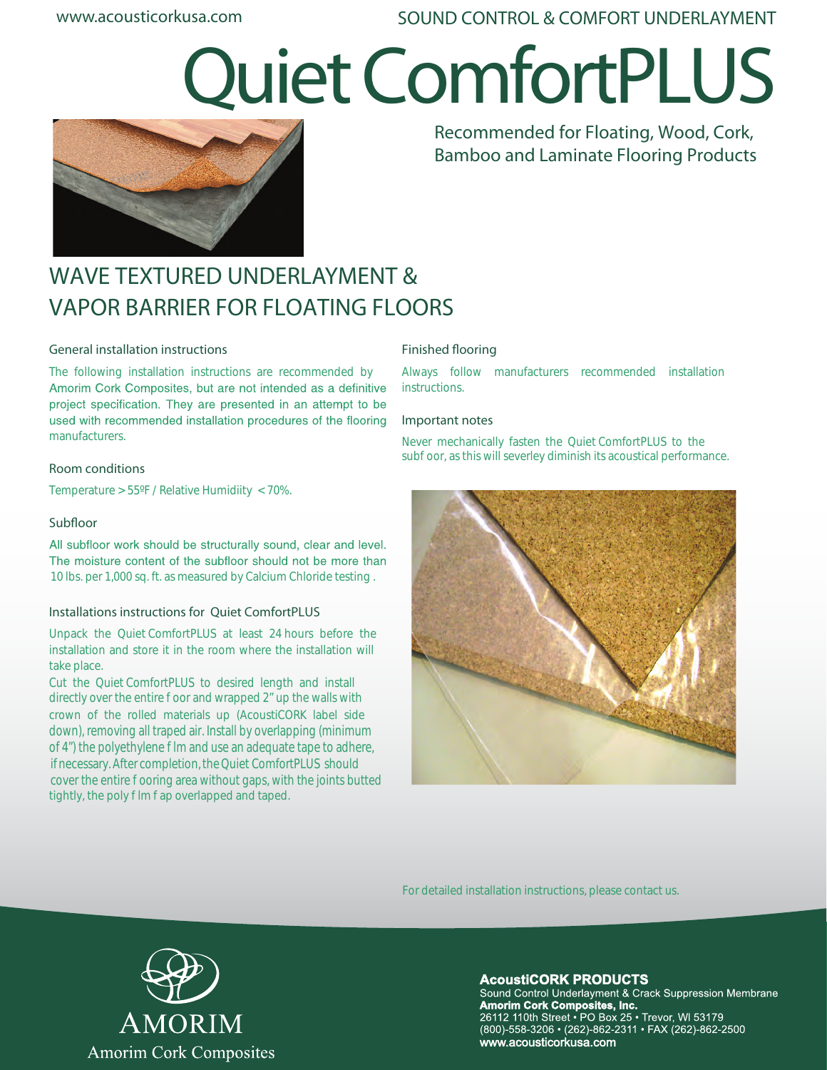www.acousticorkusa.com

SOUND CONTROL & COMFORT UNDERLAYMENT

# Quiet ComfortPLUS

Recommended for Floating, Wood, Cork, Bamboo and Laminate Flooring Products

## WAVE TEXTURED UNDERLAYMENT & VAPOR BARRIER FOR FLOATING FLOORS

### General installation instructions

The following installation instructions are recommended by Amorim Cork Composites, but are not intended as a definitive project specification. They are presented in an attempt to be used with recommended installation procedures of the flooring manufacturers.

### Room conditions

Temperature > 55ºF / Relative Humidiity < 70%.

### Subfloor

All subfloor work should be structurally sound, clear and level. The moisture content of the subfloor should not be more than 10 lbs. per 1,000 sq. ft. as measured by Calcium Chloride testing .

### Installations instructions for Quiet ComfortPLUS

Unpack the Quiet ComfortPLUS at least 24 hours before the installation and store it in the room where the installation will take place.

Cut the Quiet ComfortPLUS to desired length and install directly over the entire f oor and wrapped 2" up the walls with crown of the rolled materials up (AcoustiCORK label side down), removing all traped air. Install by overlapping (minimum of 4") the polyethylene f lm and use an adequate tape to adhere, if necessary. After completion, the Quiet ComfortPLUS should cover the entire f ooring area without gaps, with the joints butted tightly, the poly f lm f ap overlapped and taped.

### Finished flooring

Always follow manufacturers recommended installation instructions.

### Important notes

Never mechanically fasten the Quiet ComfortPLUS to the subf oor, as this will severley diminish its acoustical performance.

For detailed installation instructions, please contact us.

AMORIM
Amorim Cork Composites

**AcoustiCORK PRODUCTS**
Sound Control Underlayment & Crack Suppression Membrane
**Amorim Cork Composites, Inc.**
26112 110th Street • PO Box 25 • Trevor, WI 53179
(800)-558-3206 • (262)-862-2311 • FAX (262)-862-2500
**www.acousticorkusa.com**